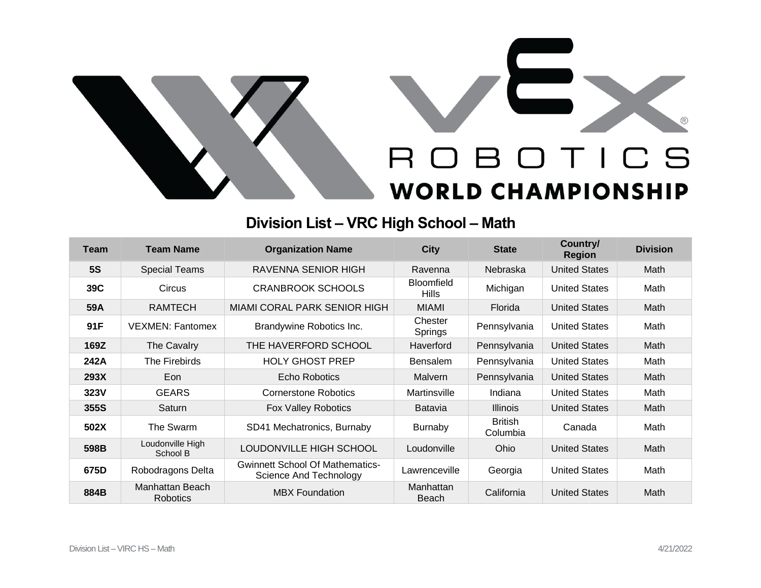# VEX ROBOTICS WORLD CHAMPIONSHIP

## Division List – VRC High School – Math

| Team | Team Name | Organization Name | City | State | Country/ Region | Division |
|---|---|---|---|---|---|---|
| **5S** | Special Teams | RAVENNA SENIOR HIGH | Ravenna | Nebraska | United States | Math |
| **39C** | Circus | CRANBROOK SCHOOLS | Bloomfield Hills | Michigan | United States | Math |
| **59A** | RAMTECH | MIAMI CORAL PARK SENIOR HIGH | MIAMI | Florida | United States | Math |
| **91F** | VEXMEN: Fantomex | Brandywine Robotics Inc. | Chester Springs | Pennsylvania | United States | Math |
| **169Z** | The Cavalry | THE HAVERFORD SCHOOL | Haverford | Pennsylvania | United States | Math |
| **242A** | The Firebirds | HOLY GHOST PREP | Bensalem | Pennsylvania | United States | Math |
| **293X** | Eon | Echo Robotics | Malvern | Pennsylvania | United States | Math |
| **323V** | GEARS | Cornerstone Robotics | Martinsville | Indiana | United States | Math |
| **355S** | Saturn | Fox Valley Robotics | Batavia | Illinois | United States | Math |
| **502X** | The Swarm | SD41 Mechatronics, Burnaby | Burnaby | British Columbia | Canada | Math |
| **598B** | Loudonville High School B | LOUDONVILLE HIGH SCHOOL | Loudonville | Ohio | United States | Math |
| **675D** | Robodragons Delta | Gwinnett School Of Mathematics-Science And Technology | Lawrenceville | Georgia | United States | Math |
| **884B** | Manhattan Beach Robotics | MBX Foundation | Manhattan Beach | California | United States | Math |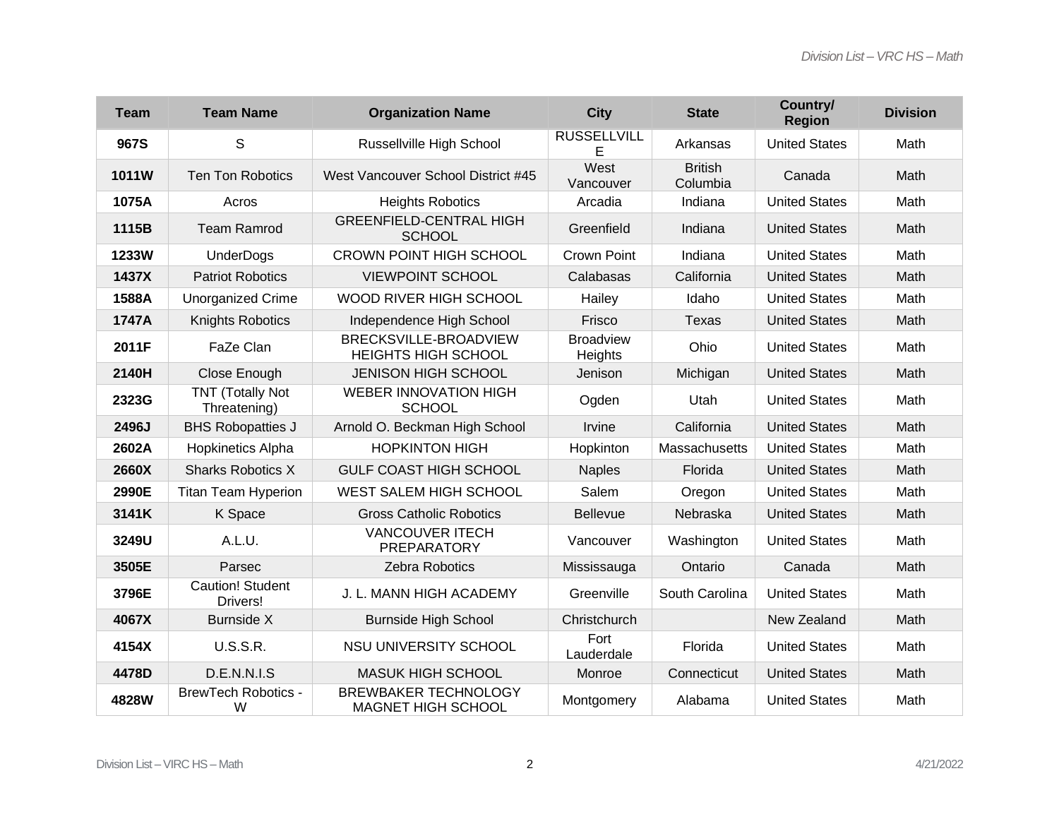| Team | Team Name | Organization Name | City | State | Country/ Region | Division |
|---|---|---|---|---|---|---|
| **967S** | S | Russellville High School | RUSSELLVILLE | Arkansas | United States | Math |
| **1011W** | Ten Ton Robotics | West Vancouver School District #45 | West Vancouver | British Columbia | Canada | Math |
| **1075A** | Acros | Heights Robotics | Arcadia | Indiana | United States | Math |
| **1115B** | Team Ramrod | GREENFIELD-CENTRAL HIGH SCHOOL | Greenfield | Indiana | United States | Math |
| **1233W** | UnderDogs | CROWN POINT HIGH SCHOOL | Crown Point | Indiana | United States | Math |
| **1437X** | Patriot Robotics | VIEWPOINT SCHOOL | Calabasas | California | United States | Math |
| **1588A** | Unorganized Crime | WOOD RIVER HIGH SCHOOL | Hailey | Idaho | United States | Math |
| **1747A** | Knights Robotics | Independence High School | Frisco | Texas | United States | Math |
| **2011F** | FaZe Clan | BRECKSVILLE-BROADVIEW HEIGHTS HIGH SCHOOL | Broadview Heights | Ohio | United States | Math |
| **2140H** | Close Enough | JENISON HIGH SCHOOL | Jenison | Michigan | United States | Math |
| **2323G** | TNT (Totally Not Threatening) | WEBER INNOVATION HIGH SCHOOL | Ogden | Utah | United States | Math |
| **2496J** | BHS Robopatties J | Arnold O. Beckman High School | Irvine | California | United States | Math |
| **2602A** | Hopkinetics Alpha | HOPKINTON HIGH | Hopkinton | Massachusetts | United States | Math |
| **2660X** | Sharks Robotics X | GULF COAST HIGH SCHOOL | Naples | Florida | United States | Math |
| **2990E** | Titan Team Hyperion | WEST SALEM HIGH SCHOOL | Salem | Oregon | United States | Math |
| **3141K** | K Space | Gross Catholic Robotics | Bellevue | Nebraska | United States | Math |
| **3249U** | A.L.U. | VANCOUVER ITECH PREPARATORY | Vancouver | Washington | United States | Math |
| **3505E** | Parsec | Zebra Robotics | Mississauga | Ontario | Canada | Math |
| **3796E** | Caution! Student Drivers! | J. L. MANN HIGH ACADEMY | Greenville | South Carolina | United States | Math |
| **4067X** | Burnside X | Burnside High School | Christchurch | | New Zealand | Math |
| **4154X** | U.S.S.R. | NSU UNIVERSITY SCHOOL | Fort Lauderdale | Florida | United States | Math |
| **4478D** | D.E.N.N.I.S | MASUK HIGH SCHOOL | Monroe | Connecticut | United States | Math |
| **4828W** | BrewTech Robotics - W | BREWBAKER TECHNOLOGY MAGNET HIGH SCHOOL | Montgomery | Alabama | United States | Math |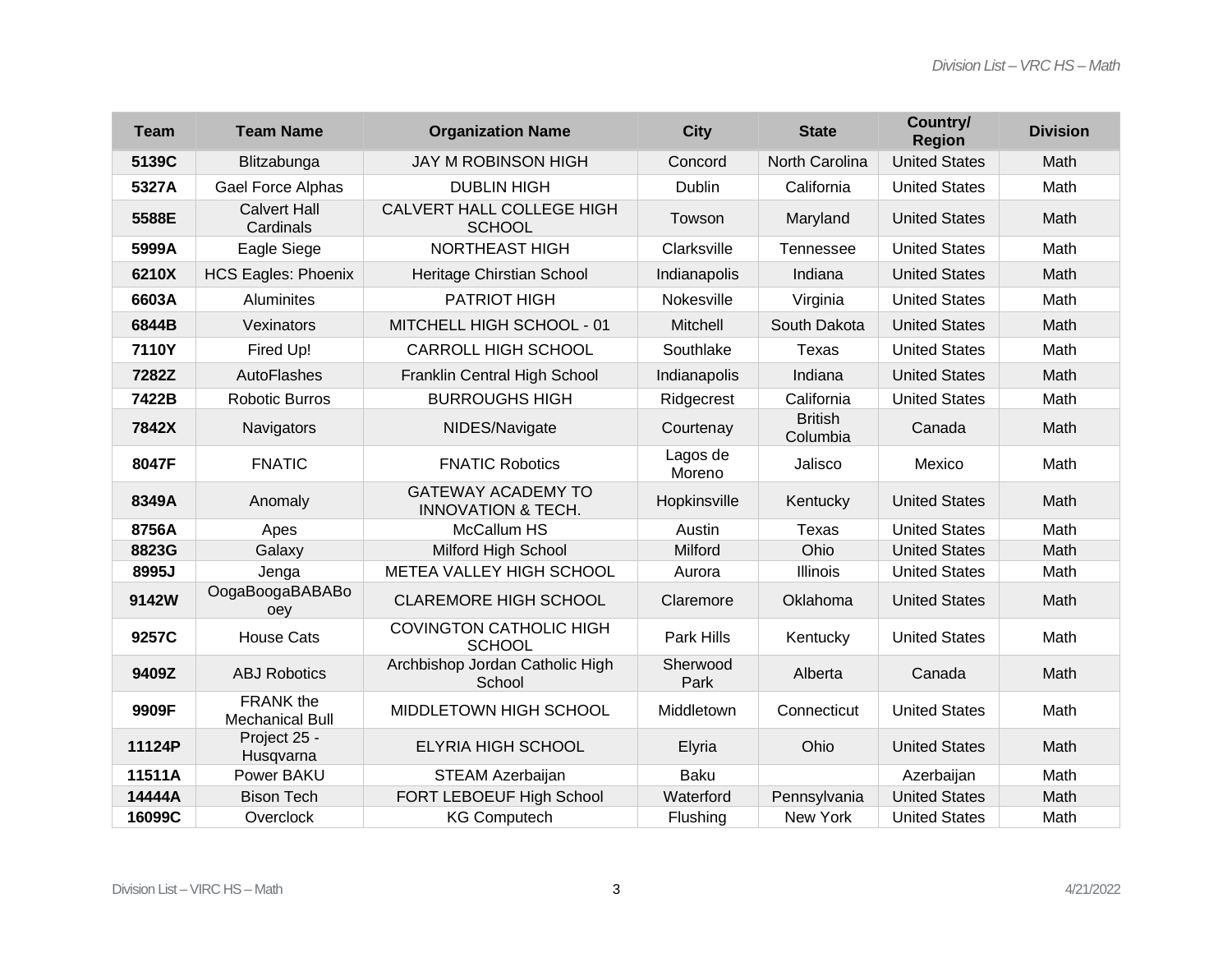| Team | Team Name | Organization Name | City | State | Country/ Region | Division |
|---|---|---|---|---|---|---|
| 5139C | Blitzabunga | JAY M ROBINSON HIGH | Concord | North Carolina | United States | Math |
| 5327A | Gael Force Alphas | DUBLIN HIGH | Dublin | California | United States | Math |
| 5588E | Calvert Hall Cardinals | CALVERT HALL COLLEGE HIGH SCHOOL | Towson | Maryland | United States | Math |
| 5999A | Eagle Siege | NORTHEAST HIGH | Clarksville | Tennessee | United States | Math |
| 6210X | HCS Eagles: Phoenix | Heritage Chirstian School | Indianapolis | Indiana | United States | Math |
| 6603A | Aluminites | PATRIOT HIGH | Nokesville | Virginia | United States | Math |
| 6844B | Vexinators | MITCHELL HIGH SCHOOL - 01 | Mitchell | South Dakota | United States | Math |
| 7110Y | Fired Up! | CARROLL HIGH SCHOOL | Southlake | Texas | United States | Math |
| 7282Z | AutoFlashes | Franklin Central High School | Indianapolis | Indiana | United States | Math |
| 7422B | Robotic Burros | BURROUGHS HIGH | Ridgecrest | California | United States | Math |
| 7842X | Navigators | NIDES/Navigate | Courtenay | British Columbia | Canada | Math |
| 8047F | FNATIC | FNATIC Robotics | Lagos de Moreno | Jalisco | Mexico | Math |
| 8349A | Anomaly | GATEWAY ACADEMY TO INNOVATION & TECH. | Hopkinsville | Kentucky | United States | Math |
| 8756A | Apes | McCallum HS | Austin | Texas | United States | Math |
| 8823G | Galaxy | Milford High School | Milford | Ohio | United States | Math |
| 8995J | Jenga | METEA VALLEY HIGH SCHOOL | Aurora | Illinois | United States | Math |
| 9142W | OogaBoogaBABABooey | CLAREMORE HIGH SCHOOL | Claremore | Oklahoma | United States | Math |
| 9257C | House Cats | COVINGTON CATHOLIC HIGH SCHOOL | Park Hills | Kentucky | United States | Math |
| 9409Z | ABJ Robotics | Archbishop Jordan Catholic High School | Sherwood Park | Alberta | Canada | Math |
| 9909F | FRANK the Mechanical Bull | MIDDLETOWN HIGH SCHOOL | Middletown | Connecticut | United States | Math |
| 11124P | Project 25 - Husqvarna | ELYRIA HIGH SCHOOL | Elyria | Ohio | United States | Math |
| 11511A | Power BAKU | STEAM Azerbaijan | Baku | | Azerbaijan | Math |
| 14444A | Bison Tech | FORT LEBOEUF High School | Waterford | Pennsylvania | United States | Math |
| 16099C | Overclock | KG Computech | Flushing | New York | United States | Math |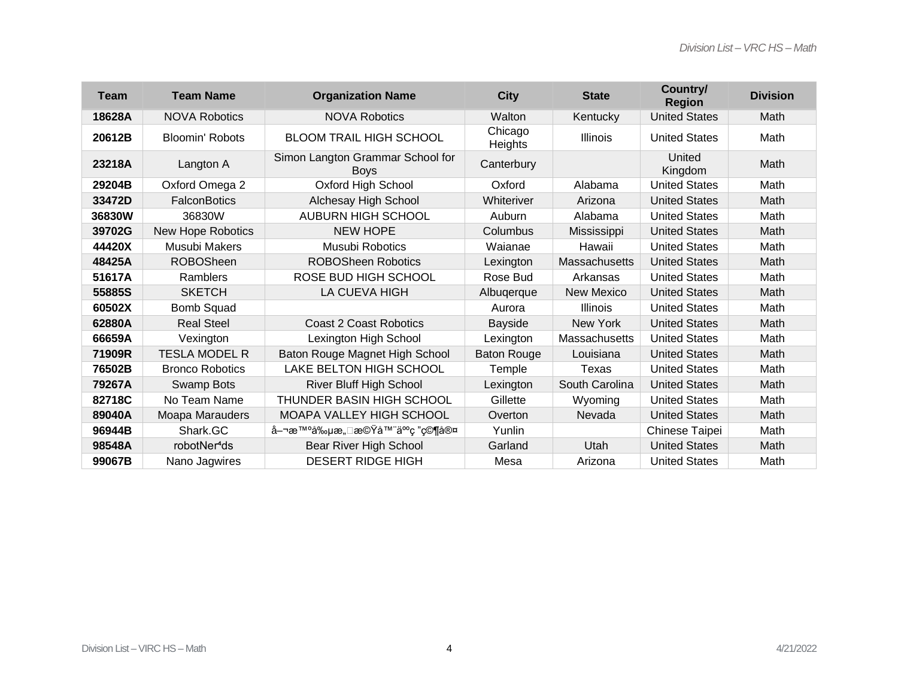| Team | Team Name | Organization Name | City | State | Country/ Region | Division |
|---|---|---|---|---|---|---|
| **18628A** | NOVA Robotics | NOVA Robotics | Walton | Kentucky | United States | Math |
| **20612B** | Bloomin' Robots | BLOOM TRAIL HIGH SCHOOL | Chicago Heights | Illinois | United States | Math |
| **23218A** | Langton A | Simon Langton Grammar School for Boys | Canterbury | | United Kingdom | Math |
| **29204B** | Oxford Omega 2 | Oxford High School | Oxford | Alabama | United States | Math |
| **33472D** | FalconBotics | Alchesay High School | Whiteriver | Arizona | United States | Math |
| **36830W** | 36830W | AUBURN HIGH SCHOOL | Auburn | Alabama | United States | Math |
| **39702G** | New Hope Robotics | NEW HOPE | Columbus | Mississippi | United States | Math |
| **44420X** | Musubi Makers | Musubi Robotics | Waianae | Hawaii | United States | Math |
| **48425A** | ROBOSheen | ROBOSheen Robotics | Lexington | Massachusetts | United States | Math |
| **51617A** | Ramblers | ROSE BUD HIGH SCHOOL | Rose Bud | Arkansas | United States | Math |
| **55885S** | SKETCH | LA CUEVA HIGH | Albuqerque | New Mexico | United States | Math |
| **60502X** | Bomb Squad | | Aurora | Illinois | United States | Math |
| **62880A** | Real Steel | Coast 2 Coast Robotics | Bayside | New York | United States | Math |
| **66659A** | Vexington | Lexington High School | Lexington | Massachusetts | United States | Math |
| **71909R** | TESLA MODEL R | Baton Rouge Magnet High School | Baton Rouge | Louisiana | United States | Math |
| **76502B** | Bronco Robotics | LAKE BELTON HIGH SCHOOL | Temple | Texas | United States | Math |
| **79267A** | Swamp Bots | River Bluff High School | Lexington | South Carolina | United States | Math |
| **82718C** | No Team Name | THUNDER BASIN HIGH SCHOOL | Gillette | Wyoming | United States | Math |
| **89040A** | Moapa Marauders | MOAPA VALLEY HIGH SCHOOL | Overton | Nevada | United States | Math |
| **96944B** | Shark.GC | å–¬æ™ºå‰µæ„□æ©Ÿå™¨äººç "ç©¶å®¤ | Yunlin | | Chinese Taipei | Math |
| **98548A** | robotNer⁴ds | Bear River High School | Garland | Utah | United States | Math |
| **99067B** | Nano Jagwires | DESERT RIDGE HIGH | Mesa | Arizona | United States | Math |